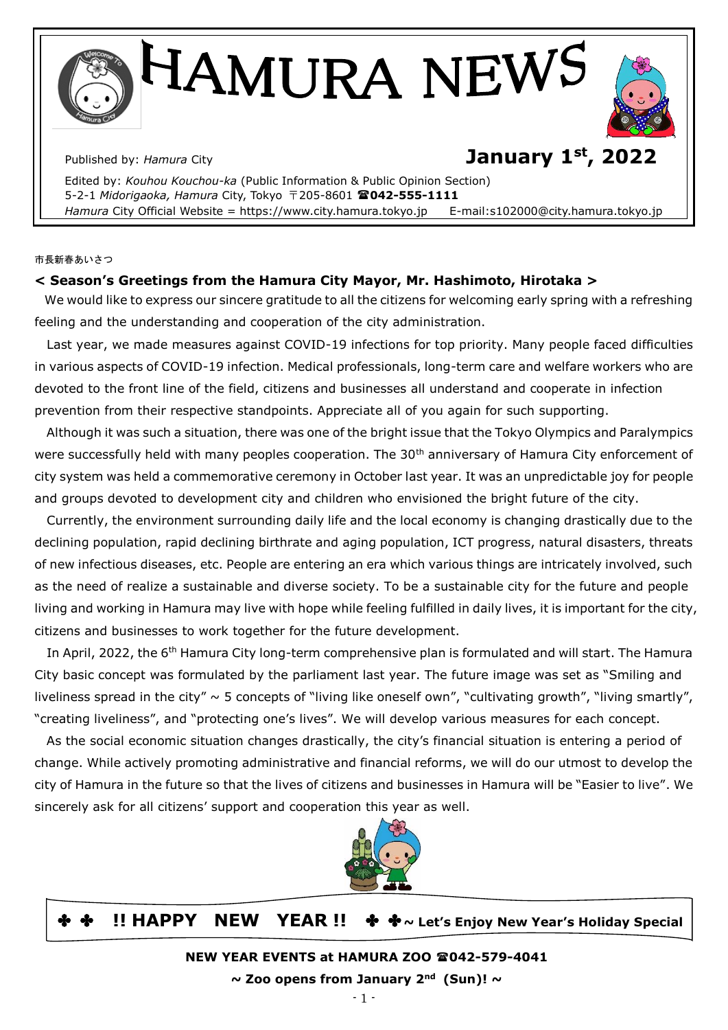# HAMURA NEWS

Published by: *Hamura* City

**January 1st, 2022**

Edited by: *Kouhou Kouchou-ka* (Public Information & Public Opinion Section)
5-2-1 *Midorigaoka, Hamura* City, Tokyo 〒205-8601 ☎**042-555-1111**
*Hamura* City Official Website = https://www.city.hamura.tokyo.jp E-mail:s102000@city.hamura.tokyo.jp

市長新春あいさつ

## < Season's Greetings from the Hamura City Mayor, Mr. Hashimoto, Hirotaka >

We would like to express our sincere gratitude to all the citizens for welcoming early spring with a refreshing feeling and the understanding and cooperation of the city administration.

Last year, we made measures against COVID-19 infections for top priority. Many people faced difficulties in various aspects of COVID-19 infection. Medical professionals, long-term care and welfare workers who are devoted to the front line of the field, citizens and businesses all understand and cooperate in infection prevention from their respective standpoints. Appreciate all of you again for such supporting.

Although it was such a situation, there was one of the bright issue that the Tokyo Olympics and Paralympics were successfully held with many peoples cooperation. The 30th anniversary of Hamura City enforcement of city system was held a commemorative ceremony in October last year. It was an unpredictable joy for people and groups devoted to development city and children who envisioned the bright future of the city.

Currently, the environment surrounding daily life and the local economy is changing drastically due to the declining population, rapid declining birthrate and aging population, ICT progress, natural disasters, threats of new infectious diseases, etc. People are entering an era which various things are intricately involved, such as the need of realize a sustainable and diverse society. To be a sustainable city for the future and people living and working in Hamura may live with hope while feeling fulfilled in daily lives, it is important for the city, citizens and businesses to work together for the future development.

In April, 2022, the 6th Hamura City long-term comprehensive plan is formulated and will start. The Hamura City basic concept was formulated by the parliament last year. The future image was set as "Smiling and liveliness spread in the city" ~ 5 concepts of "living like oneself own", "cultivating growth", "living smartly", "creating liveliness", and "protecting one's lives". We will develop various measures for each concept.

As the social economic situation changes drastically, the city's financial situation is entering a period of change. While actively promoting administrative and financial reforms, we will do our utmost to develop the city of Hamura in the future so that the lives of citizens and businesses in Hamura will be "Easier to live". We sincerely ask for all citizens' support and cooperation this year as well.

## ✤ ✤ !! HAPPY NEW YEAR !! ✤ ✤ ~ Let's Enjoy New Year's Holiday Special

**NEW YEAR EVENTS at HAMURA ZOO ☎042-579-4041**

**~ Zoo opens from January 2nd (Sun)! ~**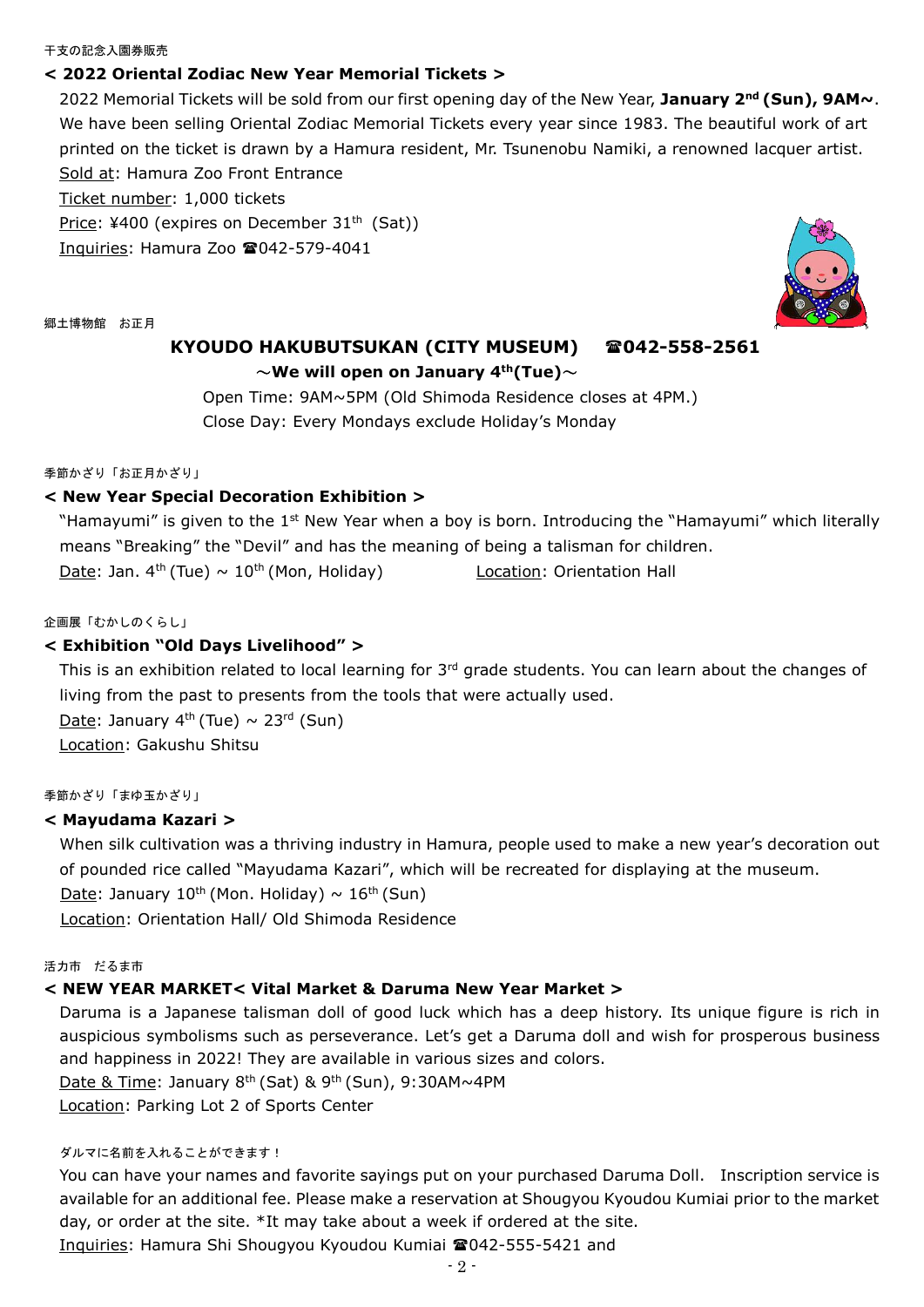干支の記念入園券販売

### < 2022 Oriental Zodiac New Year Memorial Tickets >

2022 Memorial Tickets will be sold from our first opening day of the New Year, **January 2nd (Sun), 9AM~**. We have been selling Oriental Zodiac Memorial Tickets every year since 1983. The beautiful work of art printed on the ticket is drawn by a Hamura resident, Mr. Tsunenobu Namiki, a renowned lacquer artist.

Sold at: Hamura Zoo Front Entrance

Ticket number: 1,000 tickets

Price: ¥400 (expires on December 31st (Sat))

Inquiries: Hamura Zoo ☎042-579-4041

郷土博物館　お正月

## KYOUDO HAKUBUTSUKAN (CITY MUSEUM)　☎042-558-2561

**～We will open on January 4th(Tue)～**

Open Time: 9AM~5PM (Old Shimoda Residence closes at 4PM.)

Close Day: Every Mondays exclude Holiday's Monday

季節かざり「お正月かざり」

### < New Year Special Decoration Exhibition >

"Hamayumi" is given to the 1st New Year when a boy is born. Introducing the "Hamayumi" which literally means "Breaking" the "Devil" and has the meaning of being a talisman for children.

Date: Jan. 4th (Tue) ~ 10th (Mon, Holiday)　　Location: Orientation Hall

企画展「むかしのくらし」

### < Exhibition "Old Days Livelihood" >

This is an exhibition related to local learning for 3rd grade students. You can learn about the changes of living from the past to presents from the tools that were actually used.

Date: January 4th (Tue) ~ 23rd (Sun)

Location: Gakushu Shitsu

季節かざり「まゆ玉かざり」

### < Mayudama Kazari >

When silk cultivation was a thriving industry in Hamura, people used to make a new year's decoration out of pounded rice called "Mayudama Kazari", which will be recreated for displaying at the museum.

Date: January 10th (Mon. Holiday) ~ 16th (Sun)

Location: Orientation Hall/ Old Shimoda Residence

活力市　だるま市

### < NEW YEAR MARKET< Vital Market & Daruma New Year Market >

Daruma is a Japanese talisman doll of good luck which has a deep history. Its unique figure is rich in auspicious symbolisms such as perseverance. Let's get a Daruma doll and wish for prosperous business and happiness in 2022! They are available in various sizes and colors.

Date & Time: January 8th (Sat) & 9th (Sun), 9:30AM~4PM

Location: Parking Lot 2 of Sports Center

ダルマに名前を入れることができます！

You can have your names and favorite sayings put on your purchased Daruma Doll.　Inscription service is available for an additional fee. Please make a reservation at Shougyou Kyoudou Kumiai prior to the market day, or order at the site. *It may take about a week if ordered at the site.

Inquiries: Hamura Shi Shougyou Kyoudou Kumiai ☎042-555-5421 and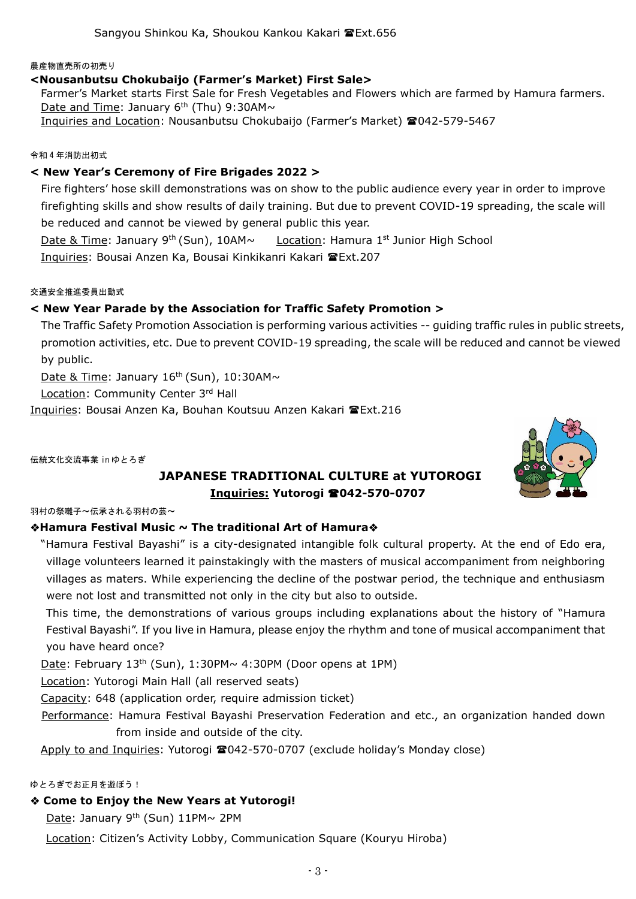Sangyou Shinkou Ka, Shoukou Kankou Kakari ☎Ext.656

農産物直売所の初売り

**<Nousanbutsu Chokubaijo (Farmer's Market) First Sale>**

Farmer's Market starts First Sale for Fresh Vegetables and Flowers which are farmed by Hamura farmers.

Date and Time: January 6th (Thu) 9:30AM~

Inquiries and Location: Nousanbutsu Chokubaijo (Farmer's Market) ☎042-579-5467

令和 4 年消防出初式

**< New Year's Ceremony of Fire Brigades 2022 >**

Fire fighters' hose skill demonstrations was on show to the public audience every year in order to improve firefighting skills and show results of daily training. But due to prevent COVID-19 spreading, the scale will be reduced and cannot be viewed by general public this year.

Date & Time: January 9th (Sun), 10AM~ Location: Hamura 1st Junior High School

Inquiries: Bousai Anzen Ka, Bousai Kinkikanri Kakari ☎Ext.207

交通安全推進委員出動式

**< New Year Parade by the Association for Traffic Safety Promotion >**

The Traffic Safety Promotion Association is performing various activities -- guiding traffic rules in public streets, promotion activities, etc. Due to prevent COVID-19 spreading, the scale will be reduced and cannot be viewed by public.

Date & Time: January 16th (Sun), 10:30AM~

Location: Community Center 3rd Hall

Inquiries: Bousai Anzen Ka, Bouhan Koutsuu Anzen Kakari ☎Ext.216

伝統文化交流事業 in ゆとろぎ

## JAPANESE TRADITIONAL CULTURE at YUTOROGI

**Inquiries: Yutorogi ☎042-570-0707**

羽村の祭囃子～伝承される羽村の芸～

**❖Hamura Festival Music ~ The traditional Art of Hamura❖**

"Hamura Festival Bayashi" is a city-designated intangible folk cultural property. At the end of Edo era, village volunteers learned it painstakingly with the masters of musical accompaniment from neighboring villages as maters. While experiencing the decline of the postwar period, the technique and enthusiasm were not lost and transmitted not only in the city but also to outside.

This time, the demonstrations of various groups including explanations about the history of "Hamura Festival Bayashi". If you live in Hamura, please enjoy the rhythm and tone of musical accompaniment that you have heard once?

Date: February 13th (Sun), 1:30PM~ 4:30PM (Door opens at 1PM)

Location: Yutorogi Main Hall (all reserved seats)

Capacity: 648 (application order, require admission ticket)

Performance: Hamura Festival Bayashi Preservation Federation and etc., an organization handed down from inside and outside of the city.

Apply to and Inquiries: Yutorogi ☎042-570-0707 (exclude holiday's Monday close)

ゆとろぎでお正月を遊ぼう！

**❖ Come to Enjoy the New Years at Yutorogi!**

Date: January 9th (Sun) 11PM~ 2PM

Location: Citizen's Activity Lobby, Communication Square (Kouryu Hiroba)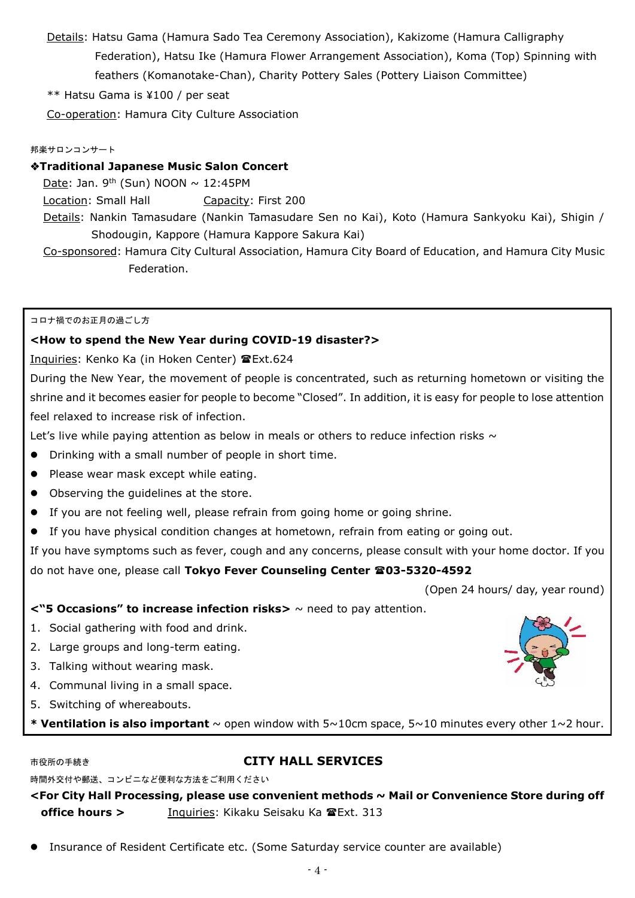Details: Hatsu Gama (Hamura Sado Tea Ceremony Association), Kakizome (Hamura Calligraphy Federation), Hatsu Ike (Hamura Flower Arrangement Association), Koma (Top) Spinning with feathers (Komanotake-Chan), Charity Pottery Sales (Pottery Liaison Committee)

** Hatsu Gama is ¥100 / per seat

Co-operation: Hamura City Culture Association

邦楽サロンコンサート

### ❖Traditional Japanese Music Salon Concert

Date: Jan. 9th (Sun) NOON ~ 12:45PM

Location: Small Hall　　Capacity: First 200

Details: Nankin Tamasudare (Nankin Tamasudare Sen no Kai), Koto (Hamura Sankyoku Kai), Shigin / Shodougin, Kappore (Hamura Kappore Sakura Kai)

Co-sponsored: Hamura City Cultural Association, Hamura City Board of Education, and Hamura City Music Federation.

コロナ禍でのお正月の過ごし方

### <How to spend the New Year during COVID-19 disaster?>

Inquiries: Kenko Ka (in Hoken Center) ☎Ext.624

During the New Year, the movement of people is concentrated, such as returning hometown or visiting the shrine and it becomes easier for people to become "Closed". In addition, it is easy for people to lose attention feel relaxed to increase risk of infection.

Let's live while paying attention as below in meals or others to reduce infection risks ~

- Drinking with a small number of people in short time.
- Please wear mask except while eating.
- Observing the guidelines at the store.
- If you are not feeling well, please refrain from going home or going shrine.
- If you have physical condition changes at hometown, refrain from eating or going out.

If you have symptoms such as fever, cough and any concerns, please consult with your home doctor. If you do not have one, please call **Tokyo Fever Counseling Center ☎03-5320-4592**

(Open 24 hours/ day, year round)

**<"5 Occasions" to increase infection risks>** ~ need to pay attention.

1. Social gathering with food and drink.
2. Large groups and long-term eating.
3. Talking without wearing mask.
4. Communal living in a small space.
5. Switching of whereabouts.

**\* Ventilation is also important** ~ open window with 5~10cm space, 5~10 minutes every other 1~2 hour.

市役所の手続き

## CITY HALL SERVICES

時間外交付や郵送、コンビニなど便利な方法をご利用ください

### <For City Hall Processing, please use convenient methods ~ Mail or Convenience Store during off office hours >

Inquiries: Kikaku Seisaku Ka ☎Ext. 313

- Insurance of Resident Certificate etc. (Some Saturday service counter are available)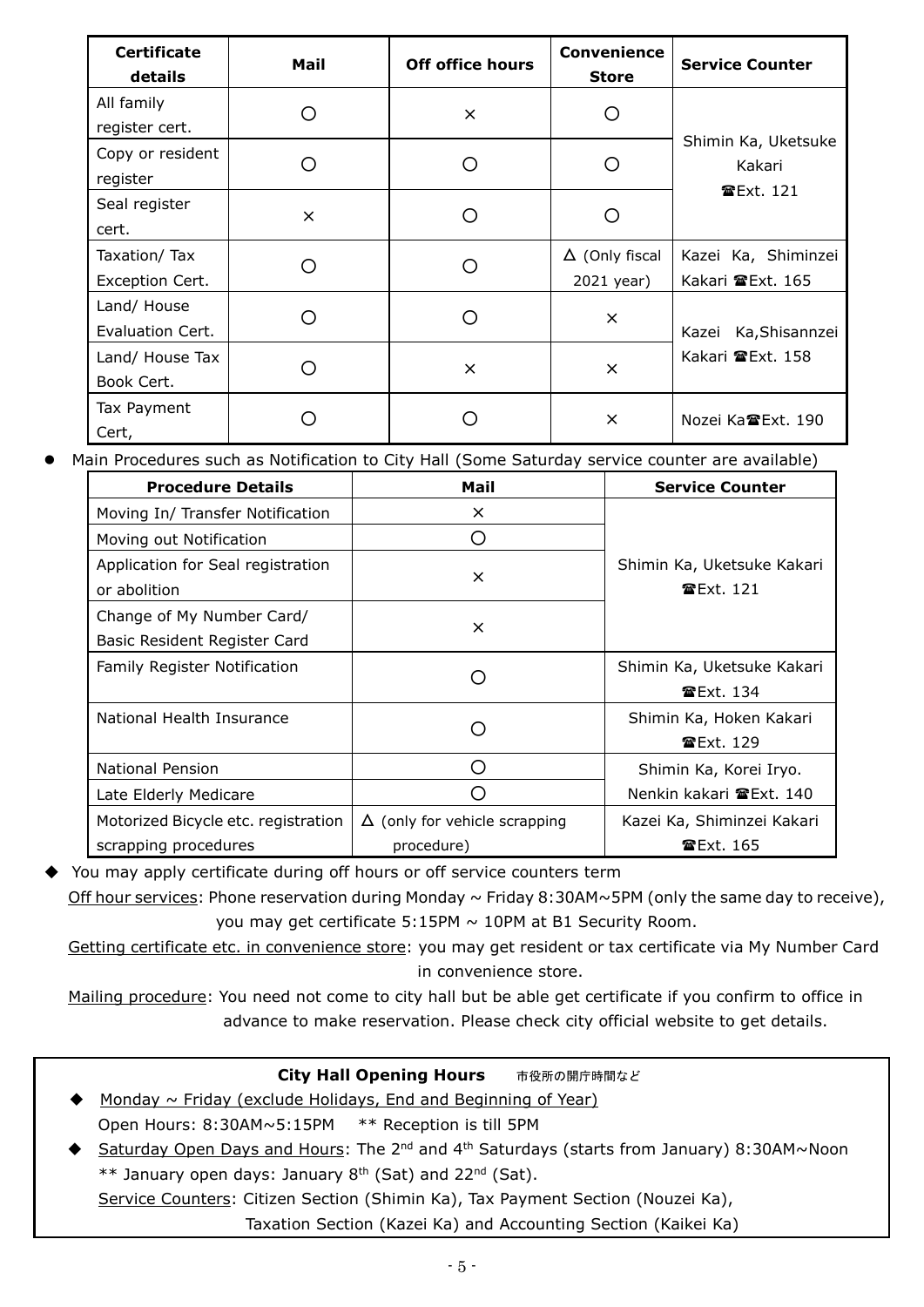| Certificate details | Mail | Off office hours | Convenience Store | Service Counter |
|---|---|---|---|---|
| All family register cert. | ○ | × | ○ | Shimin Ka, Uketsuke Kakari ☎Ext. 121 |
| Copy or resident register | ○ | ○ | ○ | |
| Seal register cert. | × | ○ | ○ | |
| Taxation/ Tax Exception Cert. | ○ | ○ | Δ (Only fiscal 2021 year) | Kazei Ka, Shiminzei Kakari ☎Ext. 165 |
| Land/ House Evaluation Cert. | ○ | ○ | × | Kazei Ka,Shisannzei Kakari ☎Ext. 158 |
| Land/ House Tax Book Cert. | ○ | × | × | |
| Tax Payment Cert, | ○ | ○ | × | Nozei Ka☎Ext. 190 |

- Main Procedures such as Notification to City Hall (Some Saturday service counter are available)

| Procedure Details | Mail | Service Counter |
|---|---|---|
| Moving In/ Transfer Notification | × | Shimin Ka, Uketsuke Kakari ☎Ext. 121 |
| Moving out Notification | ○ | |
| Application for Seal registration or abolition | × | |
| Change of My Number Card/ Basic Resident Register Card | × | |
| Family Register Notification | ○ | Shimin Ka, Uketsuke Kakari ☎Ext. 134 |
| National Health Insurance | ○ | Shimin Ka, Hoken Kakari ☎Ext. 129 |
| National Pension | ○ | Shimin Ka, Korei Iryo. Nenkin kakari ☎Ext. 140 |
| Late Elderly Medicare | ○ | |
| Motorized Bicycle etc. registration scrapping procedures | Δ (only for vehicle scrapping procedure) | Kazei Ka, Shiminzei Kakari ☎Ext. 165 |

◆ You may apply certificate during off hours or off service counters term

Off hour services: Phone reservation during Monday ~ Friday 8:30AM~5PM (only the same day to receive), you may get certificate 5:15PM ~ 10PM at B1 Security Room.

Getting certificate etc. in convenience store: you may get resident or tax certificate via My Number Card in convenience store.

Mailing procedure: You need not come to city hall but be able get certificate if you confirm to office in advance to make reservation. Please check city official website to get details.

**City Hall Opening Hours** 市役所の開庁時間など

◆ Monday ~ Friday (exclude Holidays, End and Beginning of Year)
Open Hours: 8:30AM~5:15PM ** Reception is till 5PM

◆ Saturday Open Days and Hours: The 2nd and 4th Saturdays (starts from January) 8:30AM~Noon
** January open days: January 8th (Sat) and 22nd (Sat).
Service Counters: Citizen Section (Shimin Ka), Tax Payment Section (Nouzei Ka), Taxation Section (Kazei Ka) and Accounting Section (Kaikei Ka)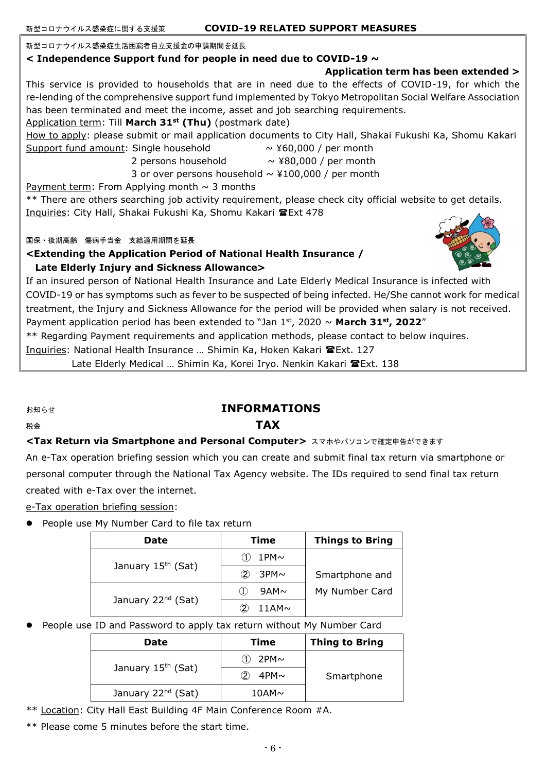新型コロナウイルス感染症に関する支援策 **COVID-19 RELATED SUPPORT MEASURES**

新型コロナウイルス感染症生活困窮者自立支援金の申請期間を延長

**< Independence Support fund for people in need due to COVID-19 ~ Application term has been extended >**

This service is provided to households that are in need due to the effects of COVID-19, for which the re-lending of the comprehensive support fund implemented by Tokyo Metropolitan Social Welfare Association has been terminated and meet the income, asset and job searching requirements.

Application term: Till **March 31st (Thu)** (postmark date)

How to apply: please submit or mail application documents to City Hall, Shakai Fukushi Ka, Shomu Kakari

Support fund amount: Single household ~ ¥60,000 / per month
2 persons household ~ ¥80,000 / per month
3 or over persons household ~ ¥100,000 / per month

Payment term: From Applying month ~ 3 months

** There are others searching job activity requirement, please check city official website to get details.

Inquiries: City Hall, Shakai Fukushi Ka, Shomu Kakari ☎Ext 478

国保・後期高齢 傷病手当金 支給適用期間を延長

**<Extending the Application Period of National Health Insurance / Late Elderly Injury and Sickness Allowance>**

If an insured person of National Health Insurance and Late Elderly Medical Insurance is infected with COVID-19 or has symptoms such as fever to be suspected of being infected. He/She cannot work for medical treatment, the Injury and Sickness Allowance for the period will be provided when salary is not received.

Payment application period has been extended to "Jan 1st, 2020 ~ **March 31st, 2022**"

** Regarding Payment requirements and application methods, please contact to below inquires.

Inquiries: National Health Insurance … Shimin Ka, Hoken Kakari ☎Ext. 127
Late Elderly Medical … Shimin Ka, Korei Iryo. Nenkin Kakari ☎Ext. 138

お知らせ

## INFORMATIONS

税金

### TAX

**<Tax Return via Smartphone and Personal Computer>** スマホやパソコンで確定申告ができます

An e-Tax operation briefing session which you can create and submit final tax return via smartphone or personal computer through the National Tax Agency website. The IDs required to send final tax return created with e-Tax over the internet.

e-Tax operation briefing session:

- People use My Number Card to file tax return

| Date | Time | Things to Bring |
|---|---|---|
| January 15th (Sat) | ① 1PM~ | Smartphone and My Number Card |
| | ② 3PM~ | |
| January 22nd (Sat) | ① 9AM~ | |
| | ② 11AM~ | |

- People use ID and Password to apply tax return without My Number Card

| Date | Time | Thing to Bring |
|---|---|---|
| January 15th (Sat) | ① 2PM~ | Smartphone |
| | ② 4PM~ | |
| January 22nd (Sat) | 10AM~ | |

** Location: City Hall East Building 4F Main Conference Room #A.

** Please come 5 minutes before the start time.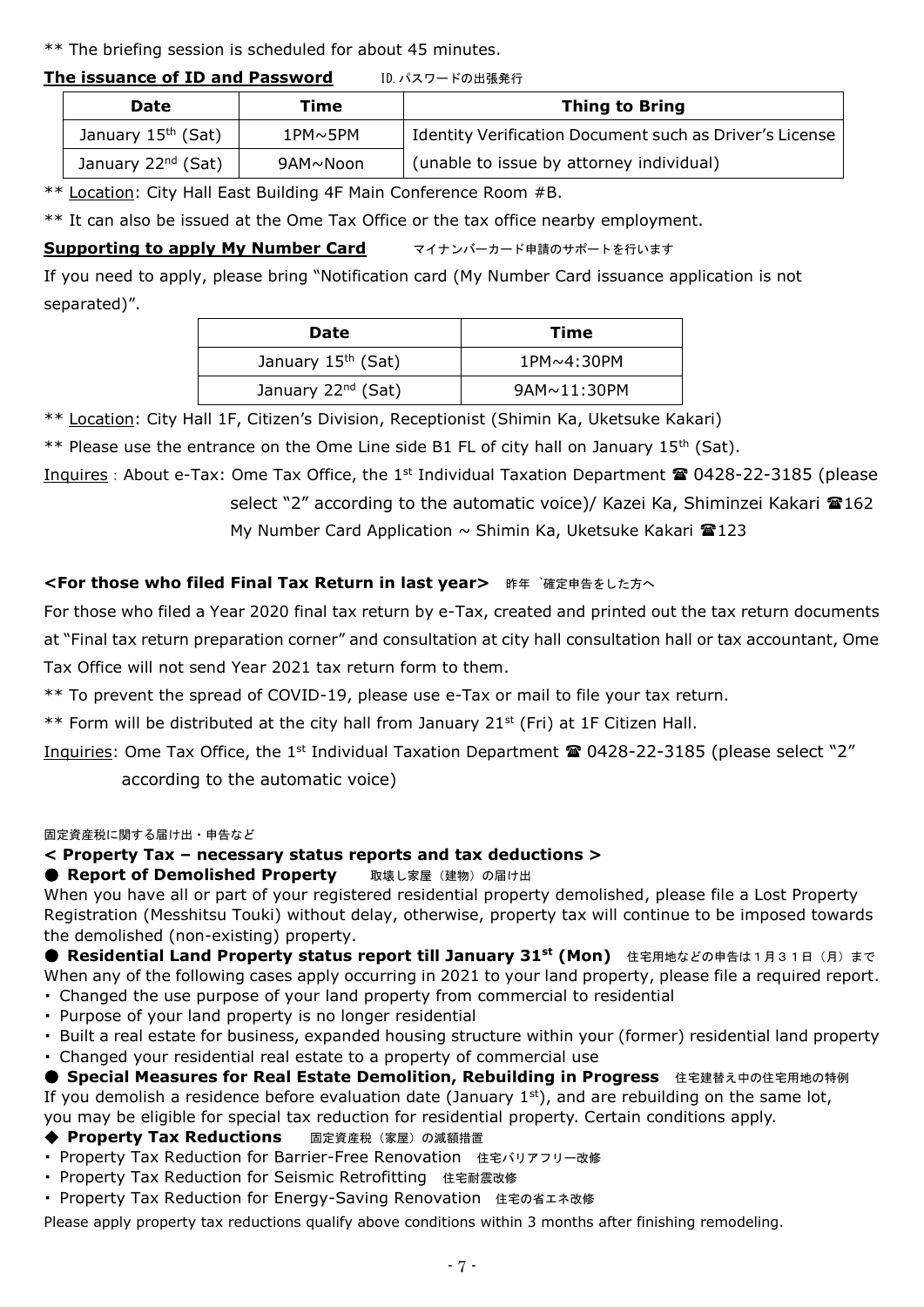** The briefing session is scheduled for about 45 minutes.

**The issuance of ID and Password** ID.パスワードの出張発行

| Date | Time | Thing to Bring |
| --- | --- | --- |
| January 15th (Sat) | 1PM~5PM | Identity Verification Document such as Driver's License |
| January 22nd (Sat) | 9AM~Noon | (unable to issue by attorney individual) |

** Location: City Hall East Building 4F Main Conference Room #B.

** It can also be issued at the Ome Tax Office or the tax office nearby employment.

**Supporting to apply My Number Card** マイナンバーカード申請のサポートを行います

If you need to apply, please bring "Notification card (My Number Card issuance application is not separated)".

| Date | Time |
| --- | --- |
| January 15th (Sat) | 1PM~4:30PM |
| January 22nd (Sat) | 9AM~11:30PM |

** Location: City Hall 1F, Citizen's Division, Receptionist (Shimin Ka, Uketsuke Kakari)

** Please use the entrance on the Ome Line side B1 FL of city hall on January 15th (Sat).

Inquires : About e-Tax: Ome Tax Office, the 1st Individual Taxation Department ☎ 0428-22-3185 (please select "2" according to the automatic voice)/ Kazei Ka, Shiminzei Kakari ☎162
My Number Card Application ~ Shimin Ka, Uketsuke Kakari ☎123

**<For those who filed Final Tax Return in last year>** 昨年 `確定申告をした方へ

For those who filed a Year 2020 final tax return by e-Tax, created and printed out the tax return documents at "Final tax return preparation corner" and consultation at city hall consultation hall or tax accountant, Ome Tax Office will not send Year 2021 tax return form to them.

** To prevent the spread of COVID-19, please use e-Tax or mail to file your tax return.

** Form will be distributed at the city hall from January 21st (Fri) at 1F Citizen Hall.

Inquiries: Ome Tax Office, the 1st Individual Taxation Department ☎ 0428-22-3185 (please select "2" according to the automatic voice)

固定資産税に関する届け出・申告など

**< Property Tax – necessary status reports and tax deductions >**

● **Report of Demolished Property** 取壊し家屋（建物）の届け出

When you have all or part of your registered residential property demolished, please file a Lost Property Registration (Messhitsu Touki) without delay, otherwise, property tax will continue to be imposed towards the demolished (non-existing) property.

● **Residential Land Property status report till January 31st (Mon)** 住宅用地などの申告は１月３１日（月）まで

When any of the following cases apply occurring in 2021 to your land property, please file a required report.

- Changed the use purpose of your land property from commercial to residential
- Purpose of your land property is no longer residential
- Built a real estate for business, expanded housing structure within your (former) residential land property
- Changed your residential real estate to a property of commercial use

● **Special Measures for Real Estate Demolition, Rebuilding in Progress** 住宅建替え中の住宅用地の特例

If you demolish a residence before evaluation date (January 1st), and are rebuilding on the same lot, you may be eligible for special tax reduction for residential property. Certain conditions apply.

◆ **Property Tax Reductions** 固定資産税（家屋）の減額措置

- Property Tax Reduction for Barrier-Free Renovation 住宅バリアフリー改修
- Property Tax Reduction for Seismic Retrofitting 住宅耐震改修
- Property Tax Reduction for Energy-Saving Renovation 住宅の省エネ改修

Please apply property tax reductions qualify above conditions within 3 months after finishing remodeling.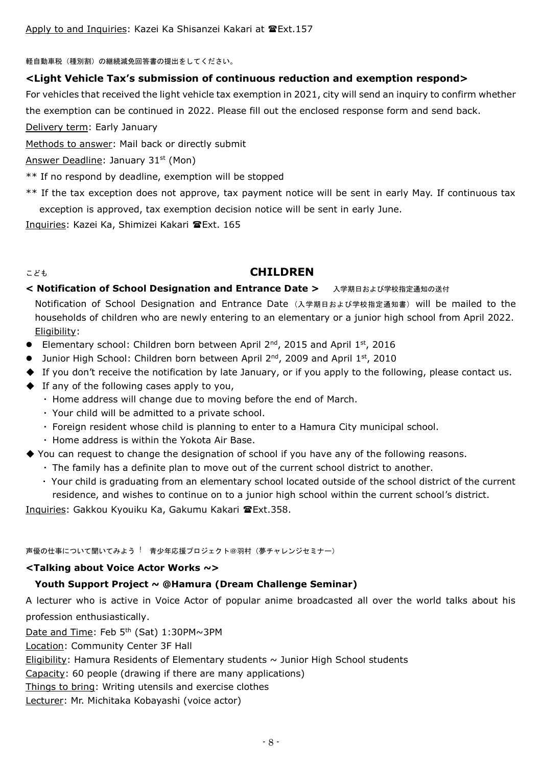Apply to and Inquiries: Kazei Ka Shisanzei Kakari at ☎Ext.157

軽自動車税（種別割）の継続減免回答書の提出をしてください。

**<Light Vehicle Tax's submission of continuous reduction and exemption respond>**

For vehicles that received the light vehicle tax exemption in 2021, city will send an inquiry to confirm whether the exemption can be continued in 2022. Please fill out the enclosed response form and send back.

Delivery term: Early January

Methods to answer: Mail back or directly submit

Answer Deadline: January 31st (Mon)

** If no respond by deadline, exemption will be stopped

** If the tax exception does not approve, tax payment notice will be sent in early May. If continuous tax exception is approved, tax exemption decision notice will be sent in early June.

Inquiries: Kazei Ka, Shimizei Kakari ☎Ext. 165

## こども CHILDREN

**< Notification of School Designation and Entrance Date >** 入学期日および学校指定通知の送付

Notification of School Designation and Entrance Date（入学期日および学校指定通知書）will be mailed to the households of children who are newly entering to an elementary or a junior high school from April 2022.

Eligibility:

- Elementary school: Children born between April 2nd, 2015 and April 1st, 2016
- Junior High School: Children born between April 2nd, 2009 and April 1st, 2010

◆ If you don't receive the notification by late January, or if you apply to the following, please contact us.

◆ If any of the following cases apply to you,
- Home address will change due to moving before the end of March.
- Your child will be admitted to a private school.
- Foreign resident whose child is planning to enter to a Hamura City municipal school.
- Home address is within the Yokota Air Base.

◆ You can request to change the designation of school if you have any of the following reasons.
- The family has a definite plan to move out of the current school district to another.
- Your child is graduating from an elementary school located outside of the school district of the current residence, and wishes to continue on to a junior high school within the current school's district.

Inquiries: Gakkou Kyouiku Ka, Gakumu Kakari ☎Ext.358.

声優の仕事について聞いてみよう！ 青少年応援プロジェクト@羽村（夢チャレンジセミナー）

**<Talking about Voice Actor Works ~>**

**Youth Support Project ~ @Hamura (Dream Challenge Seminar)**

A lecturer who is active in Voice Actor of popular anime broadcasted all over the world talks about his profession enthusiastically.

Date and Time: Feb 5th (Sat) 1:30PM~3PM

Location: Community Center 3F Hall

Eligibility: Hamura Residents of Elementary students ~ Junior High School students

Capacity: 60 people (drawing if there are many applications)

Things to bring: Writing utensils and exercise clothes

Lecturer: Mr. Michitaka Kobayashi (voice actor)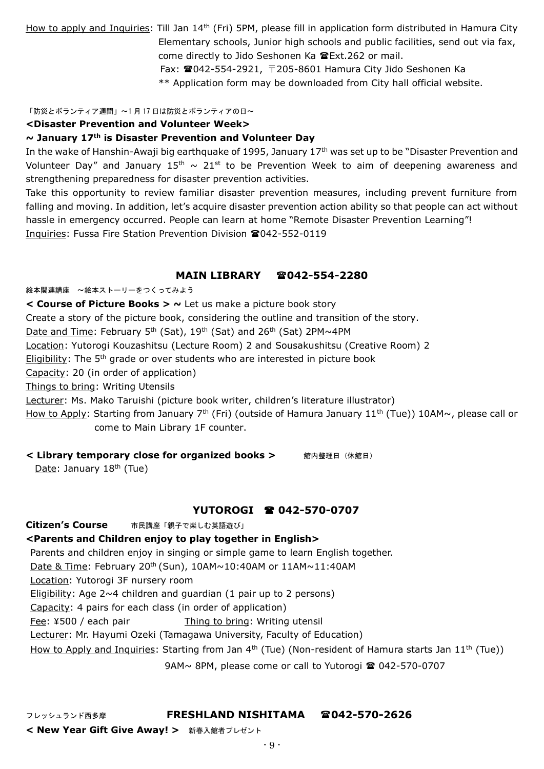How to apply and Inquiries: Till Jan 14th (Fri) 5PM, please fill in application form distributed in Hamura City Elementary schools, Junior high schools and public facilities, send out via fax, come directly to Jido Seshonen Ka ☎Ext.262 or mail.
Fax: ☎042-554-2921, 〒205-8601 Hamura City Jido Seshonen Ka
** Application form may be downloaded from City hall official website.

「防災とボランティア週間」～1 月 17 日は防災とボランティアの日～

**<Disaster Prevention and Volunteer Week>**

**~ January 17th is Disaster Prevention and Volunteer Day**

In the wake of Hanshin-Awaji big earthquake of 1995, January 17th was set up to be "Disaster Prevention and Volunteer Day" and January 15th ~ 21st to be Prevention Week to aim of deepening awareness and strengthening preparedness for disaster prevention activities.

Take this opportunity to review familiar disaster prevention measures, including prevent furniture from falling and moving. In addition, let's acquire disaster prevention action ability so that people can act without hassle in emergency occurred. People can learn at home "Remote Disaster Prevention Learning"!

Inquiries: Fussa Fire Station Prevention Division ☎042-552-0119

## MAIN LIBRARY ☎042-554-2280

絵本関連講座 ～絵本ストーリーをつくってみよう

**< Course of Picture Books > ~** Let us make a picture book story

Create a story of the picture book, considering the outline and transition of the story.

Date and Time: February 5th (Sat), 19th (Sat) and 26th (Sat) 2PM~4PM

Location: Yutorogi Kouzashitsu (Lecture Room) 2 and Sousakushitsu (Creative Room) 2

Eligibility: The 5th grade or over students who are interested in picture book

Capacity: 20 (in order of application)

Things to bring: Writing Utensils

Lecturer: Ms. Mako Taruishi (picture book writer, children's literature illustrator)

How to Apply: Starting from January 7th (Fri) (outside of Hamura January 11th (Tue)) 10AM~, please call or come to Main Library 1F counter.

**< Library temporary close for organized books >** 館内整理日（休館日）

Date: January 18th (Tue)

## YUTOROGI ☎ 042-570-0707

**Citizen's Course** 市民講座「親子で楽しむ英語遊び」

**<Parents and Children enjoy to play together in English>**

Parents and children enjoy in singing or simple game to learn English together.

Date & Time: February 20th (Sun), 10AM~10:40AM or 11AM~11:40AM

Location: Yutorogi 3F nursery room

Eligibility: Age 2~4 children and guardian (1 pair up to 2 persons)

Capacity: 4 pairs for each class (in order of application)

Fee: ¥500 / each pair　　Thing to bring: Writing utensil

Lecturer: Mr. Hayumi Ozeki (Tamagawa University, Faculty of Education)

How to Apply and Inquiries: Starting from Jan 4th (Tue) (Non-resident of Hamura starts Jan 11th (Tue)) 9AM~ 8PM, please come or call to Yutorogi ☎ 042-570-0707

## フレッシュランド西多摩 FRESHLAND NISHITAMA ☎042-570-2626

**< New Year Gift Give Away! >** 新春入館者プレゼント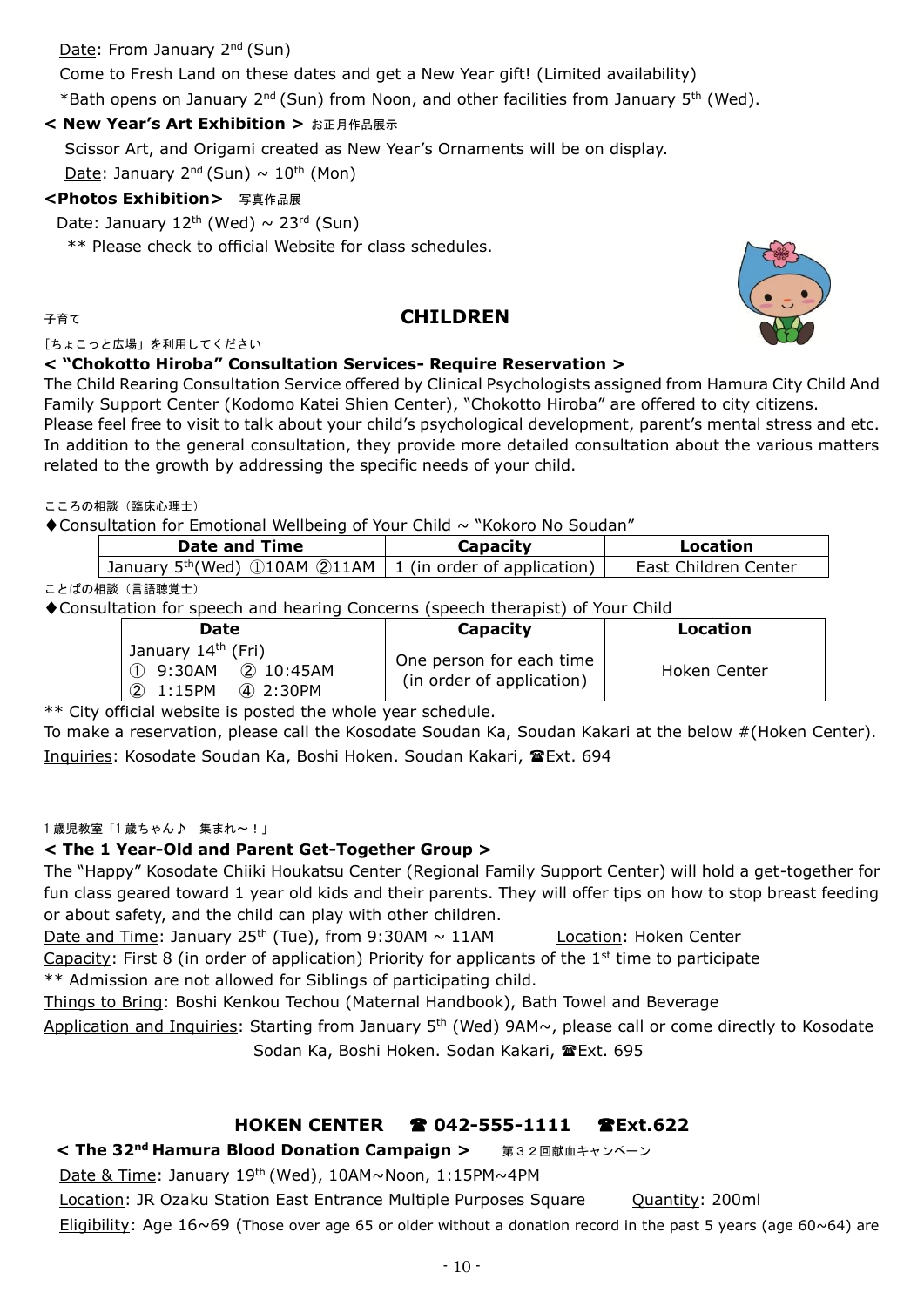Date: From January 2nd (Sun)

Come to Fresh Land on these dates and get a New Year gift! (Limited availability)

*Bath opens on January 2nd (Sun) from Noon, and other facilities from January 5th (Wed).

**< New Year's Art Exhibition >** お正月作品展示

Scissor Art, and Origami created as New Year's Ornaments will be on display.

Date: January 2nd (Sun) ~ 10th (Mon)

**<Photos Exhibition>** 写真作品展

Date: January 12th (Wed) ~ 23rd (Sun)

** Please check to official Website for class schedules.

子育て

## CHILDREN

「ちょこっと広場」を利用してください

**< "Chokotto Hiroba" Consultation Services- Require Reservation >**

The Child Rearing Consultation Service offered by Clinical Psychologists assigned from Hamura City Child And Family Support Center (Kodomo Katei Shien Center), "Chokotto Hiroba" are offered to city citizens.
Please feel free to visit to talk about your child's psychological development, parent's mental stress and etc. In addition to the general consultation, they provide more detailed consultation about the various matters related to the growth by addressing the specific needs of your child.

こころの相談（臨床心理士）

◆Consultation for Emotional Wellbeing of Your Child ~ "Kokoro No Soudan"

| Date and Time | Capacity | Location |
|---|---|---|
| January 5th(Wed) ①10AM ②11AM | 1 (in order of application) | East Children Center |

ことばの相談（言語聴覚士）

◆Consultation for speech and hearing Concerns (speech therapist) of Your Child

| Date | Capacity | Location |
|---|---|---|
| January 14th (Fri) ① 9:30AM ② 10:45AM ② 1:15PM ④ 2:30PM | One person for each time (in order of application) | Hoken Center |

** City official website is posted the whole year schedule.

To make a reservation, please call the Kosodate Soudan Ka, Soudan Kakari at the below #(Hoken Center).

Inquiries: Kosodate Soudan Ka, Boshi Hoken. Soudan Kakari, ☎Ext. 694

1歳児教室「1歳ちゃん♪　集まれ～！」

**< The 1 Year-Old and Parent Get-Together Group >**

The "Happy" Kosodate Chiiki Houkatsu Center (Regional Family Support Center) will hold a get-together for fun class geared toward 1 year old kids and their parents. They will offer tips on how to stop breast feeding or about safety, and the child can play with other children.

Date and Time: January 25th (Tue), from 9:30AM ~ 11AM　　Location: Hoken Center

Capacity: First 8 (in order of application) Priority for applicants of the 1st time to participate

** Admission are not allowed for Siblings of participating child.

Things to Bring: Boshi Kenkou Techou (Maternal Handbook), Bath Towel and Beverage

Application and Inquiries: Starting from January 5th (Wed) 9AM~, please call or come directly to Kosodate Sodan Ka, Boshi Hoken. Sodan Kakari, ☎Ext. 695

## HOKEN CENTER ☎ 042-555-1111 ☎Ext.622

**< The 32nd Hamura Blood Donation Campaign >** 第３２回献血キャンペーン

Date & Time: January 19th (Wed), 10AM~Noon, 1:15PM~4PM

Location: JR Ozaku Station East Entrance Multiple Purposes Square　　Quantity: 200ml

Eligibility: Age 16~69 (Those over age 65 or older without a donation record in the past 5 years (age 60~64) are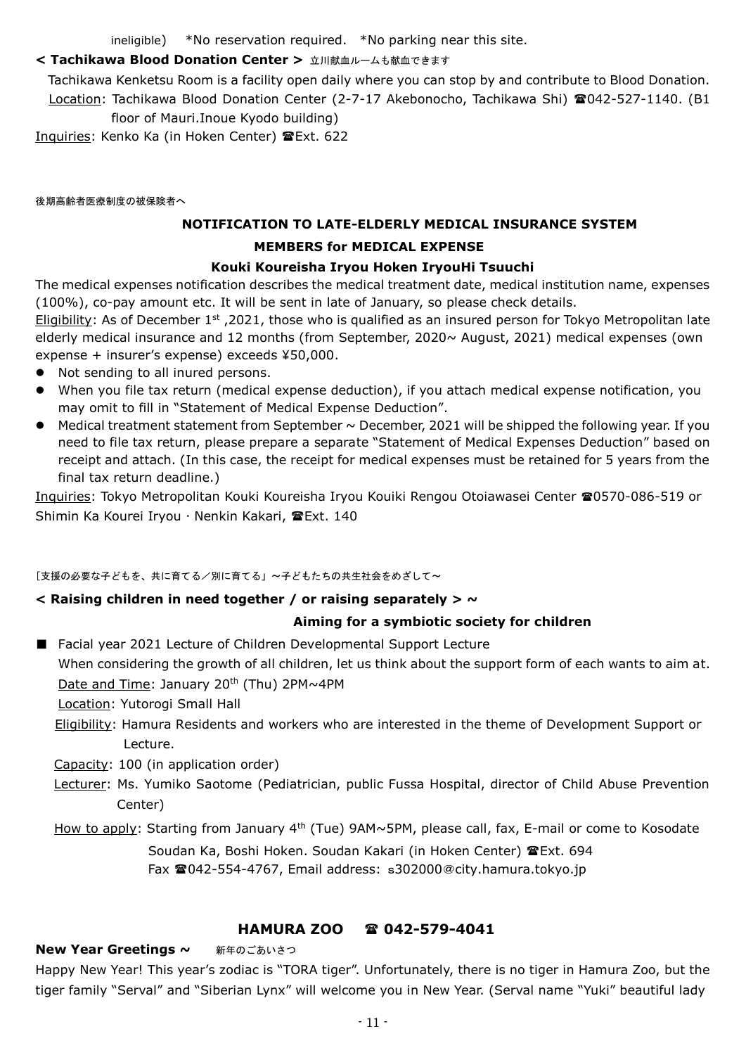ineligible)　*No reservation required.　*No parking near this site.

**< Tachikawa Blood Donation Center >** 立川献血ルームも献血できます

Tachikawa Kenketsu Room is a facility open daily where you can stop by and contribute to Blood Donation.

Location: Tachikawa Blood Donation Center (2-7-17 Akebonocho, Tachikawa Shi) ☎042-527-1140. (B1 floor of Mauri.Inoue Kyodo building)

Inquiries: Kenko Ka (in Hoken Center) ☎Ext. 622

後期高齢者医療制度の被保険者へ

**NOTIFICATION TO LATE-ELDERLY MEDICAL INSURANCE SYSTEM MEMBERS for MEDICAL EXPENSE**

**Kouki Koureisha Iryou Hoken IryouHi Tsuuchi**

The medical expenses notification describes the medical treatment date, medical institution name, expenses (100%), co-pay amount etc. It will be sent in late of January, so please check details.

Eligibility: As of December 1st ,2021, those who is qualified as an insured person for Tokyo Metropolitan late elderly medical insurance and 12 months (from September, 2020~ August, 2021) medical expenses (own expense + insurer's expense) exceeds ¥50,000.

- Not sending to all inured persons.
- When you file tax return (medical expense deduction), if you attach medical expense notification, you may omit to fill in "Statement of Medical Expense Deduction".
- Medical treatment statement from September ~ December, 2021 will be shipped the following year. If you need to file tax return, please prepare a separate "Statement of Medical Expenses Deduction" based on receipt and attach. (In this case, the receipt for medical expenses must be retained for 5 years from the final tax return deadline.)

Inquiries: Tokyo Metropolitan Kouki Koureisha Iryou Kouiki Rengou Otoiawasei Center ☎0570-086-519 or Shimin Ka Kourei Iryou · Nenkin Kakari, ☎Ext. 140

［支援の必要な子どもを、共に育てる／別に育てる」～子どもたちの共生社会をめざして～

**< Raising children in need together / or raising separately > ~**

**Aiming for a symbiotic society for children**

■ Facial year 2021 Lecture of Children Developmental Support Lecture

When considering the growth of all children, let us think about the support form of each wants to aim at.

Date and Time: January 20th (Thu) 2PM~4PM

Location: Yutorogi Small Hall

Eligibility: Hamura Residents and workers who are interested in the theme of Development Support or Lecture.

Capacity: 100 (in application order)

Lecturer: Ms. Yumiko Saotome (Pediatrician, public Fussa Hospital, director of Child Abuse Prevention Center)

How to apply: Starting from January 4th (Tue) 9AM~5PM, please call, fax, E-mail or come to Kosodate Soudan Ka, Boshi Hoken. Soudan Kakari (in Hoken Center) ☎Ext. 694
Fax ☎042-554-4767, Email address: s302000@city.hamura.tokyo.jp

## HAMURA ZOO　☎ 042-579-4041

**New Year Greetings ~**　新年のごあいさつ

Happy New Year! This year's zodiac is "TORA tiger". Unfortunately, there is no tiger in Hamura Zoo, but the tiger family "Serval" and "Siberian Lynx" will welcome you in New Year. (Serval name "Yuki" beautiful lady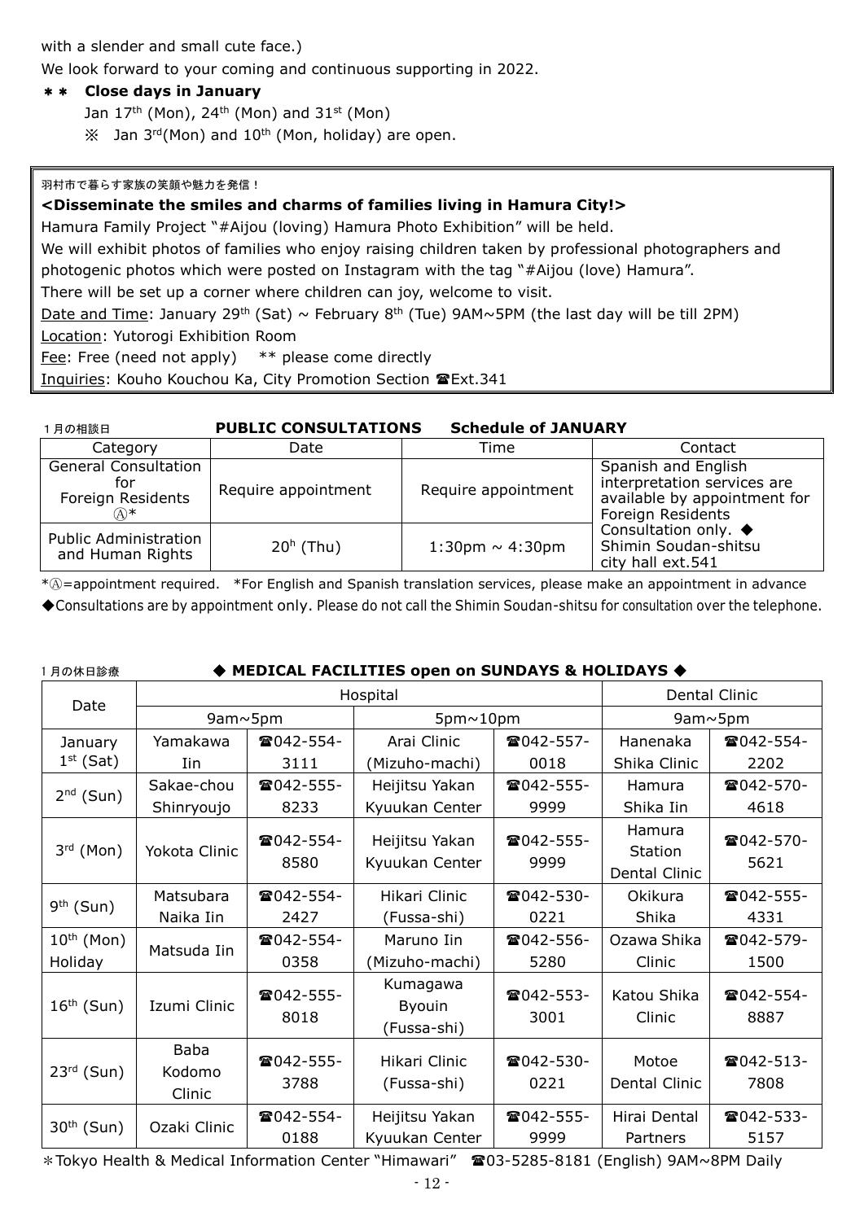with a slender and small cute face.)

We look forward to your coming and continuous supporting in 2022.

＊＊ **Close days in January**

Jan 17th (Mon), 24th (Mon) and 31st (Mon)

※ Jan 3rd(Mon) and 10th (Mon, holiday) are open.

羽村市で暮らす家族の笑顔や魅力を発信！

**<Disseminate the smiles and charms of families living in Hamura City!>**

Hamura Family Project "#Aijou (loving) Hamura Photo Exhibition" will be held.

We will exhibit photos of families who enjoy raising children taken by professional photographers and photogenic photos which were posted on Instagram with the tag "#Aijou (love) Hamura".

There will be set up a corner where children can joy, welcome to visit.

Date and Time: January 29th (Sat) ~ February 8th (Tue) 9AM~5PM (the last day will be till 2PM)

Location: Yutorogi Exhibition Room

Fee: Free (need not apply) ** please come directly

Inquiries: Kouho Kouchou Ka, City Promotion Section ☎Ext.341

1月の相談日 **PUBLIC CONSULTATIONS Schedule of JANUARY**

| Category | Date | Time | Contact |
|---|---|---|---|
| General Consultation for Foreign Residents Ⓐ* | Require appointment | Require appointment | Spanish and English interpretation services are available by appointment for Foreign Residents |
| Public Administration and Human Rights | 20h (Thu) | 1:30pm ~ 4:30pm | Consultation only. ◆ Shimin Soudan-shitsu city hall ext.541 |

*Ⓐ=appointment required. *For English and Spanish translation services, please make an appointment in advance

◆Consultations are by appointment only. Please do not call the Shimin Soudan-shitsu for consultation over the telephone.

1月の休日診療 **◆ MEDICAL FACILITIES open on SUNDAYS & HOLIDAYS ◆**

| Date | Hospital | | | | Dental Clinic | |
|---|---|---|---|---|---|---|
| | 9am~5pm | | 5pm~10pm | | 9am~5pm | |
| January 1st (Sat) | Yamakawa Iin | ☎042-554-3111 | Arai Clinic (Mizuho-machi) | ☎042-557-0018 | Hanenaka Shika Clinic | ☎042-554-2202 |
| 2nd (Sun) | Sakae-chou Shinryoujo | ☎042-555-8233 | Heijitsu Yakan Kyuukan Center | ☎042-555-9999 | Hamura Shika Iin | ☎042-570-4618 |
| 3rd (Mon) | Yokota Clinic | ☎042-554-8580 | Heijitsu Yakan Kyuukan Center | ☎042-555-9999 | Hamura Station Dental Clinic | ☎042-570-5621 |
| 9th (Sun) | Matsubara Naika Iin | ☎042-554-2427 | Hikari Clinic (Fussa-shi) | ☎042-530-0221 | Okikura Shika | ☎042-555-4331 |
| 10th (Mon) Holiday | Matsuda Iin | ☎042-554-0358 | Maruno Iin (Mizuho-machi) | ☎042-556-5280 | Ozawa Shika Clinic | ☎042-579-1500 |
| 16th (Sun) | Izumi Clinic | ☎042-555-8018 | Kumagawa Byouin (Fussa-shi) | ☎042-553-3001 | Katou Shika Clinic | ☎042-554-8887 |
| 23rd (Sun) | Baba Kodomo Clinic | ☎042-555-3788 | Hikari Clinic (Fussa-shi) | ☎042-530-0221 | Motoe Dental Clinic | ☎042-513-7808 |
| 30th (Sun) | Ozaki Clinic | ☎042-554-0188 | Heijitsu Yakan Kyuukan Center | ☎042-555-9999 | Hirai Dental Partners | ☎042-533-5157 |

＊Tokyo Health & Medical Information Center "Himawari" ☎03-5285-8181 (English) 9AM~8PM Daily